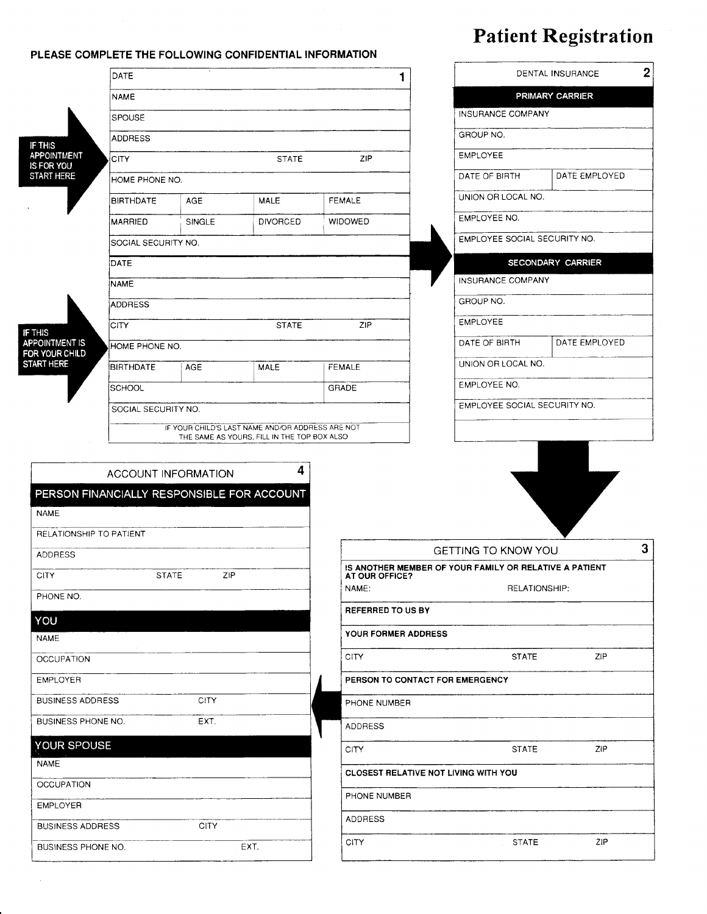# Patient Registration

**PLEASE COMPLETE THE FOLLOWING CONFIDENTIAL INFORMATION**

## 1

**IF THIS APPOINTMENT IS FOR YOU START HERE**

| DATE | | | |
|---|---|---|---|
| NAME | | | |
| SPOUSE | | | |
| ADDRESS | | | |
| CITY | | STATE | ZIP |
| HOME PHONE NO. | | | |
| BIRTHDATE | AGE | MALE | FEMALE |
| MARRIED | SINGLE | DIVORCED | WIDOWED |
| SOCIAL SECURITY NO. | | | |

**IF THIS APPOINTMENT IS FOR YOUR CHILD START HERE**

| DATE | | | |
|---|---|---|---|
| NAME | | | |
| ADDRESS | | | |
| CITY | | STATE | ZIP |
| HOME PHONE NO. | | | |
| BIRTHDATE | AGE | MALE | FEMALE |
| SCHOOL | | | GRADE |
| SOCIAL SECURITY NO. | | | |

IF YOUR CHILD'S LAST NAME AND/OR ADDRESS ARE NOT THE SAME AS YOURS, FILL IN THE TOP BOX ALSO

## 2 DENTAL INSURANCE

**PRIMARY CARRIER**

| INSURANCE COMPANY | |
|---|---|
| GROUP NO. | |
| EMPLOYEE | |
| DATE OF BIRTH | DATE EMPLOYED |
| UNION OR LOCAL NO. | |
| EMPLOYEE NO. | |
| EMPLOYEE SOCIAL SECURITY NO. | |

**SECONDARY CARRIER**

| INSURANCE COMPANY | |
|---|---|
| GROUP NO. | |
| EMPLOYEE | |
| DATE OF BIRTH | DATE EMPLOYED |
| UNION OR LOCAL NO. | |
| EMPLOYEE NO. | |
| EMPLOYEE SOCIAL SECURITY NO. | |

## 3 GETTING TO KNOW YOU

**IS ANOTHER MEMBER OF YOUR FAMILY OR RELATIVE A PATIENT AT OUR OFFICE?**

| NAME: | RELATIONSHIP: | |
|---|---|---|
| **REFERRED TO US BY** | | |
| **YOUR FORMER ADDRESS** | | |
| CITY | STATE | ZIP |
| **PERSON TO CONTACT FOR EMERGENCY** | | |
| PHONE NUMBER | | |
| ADDRESS | | |
| CITY | STATE | ZIP |
| **CLOSEST RELATIVE NOT LIVING WITH YOU** | | |
| PHONE NUMBER | | |
| ADDRESS | | |
| CITY | STATE | ZIP |

## 4 ACCOUNT INFORMATION

**PERSON FINANCIALLY RESPONSIBLE FOR ACCOUNT**

| NAME | | |
|---|---|---|
| RELATIONSHIP TO PATIENT | | |
| ADDRESS | | |
| CITY | STATE | ZIP |
| PHONE NO. | | |

**YOU**

| NAME | |
|---|---|
| OCCUPATION | |
| EMPLOYER | |
| BUSINESS ADDRESS | CITY |
| BUSINESS PHONE NO. | EXT. |

**YOUR SPOUSE**

| NAME | |
|---|---|
| OCCUPATION | |
| EMPLOYER | |
| BUSINESS ADDRESS | CITY |
| BUSINESS PHONE NO. | EXT. |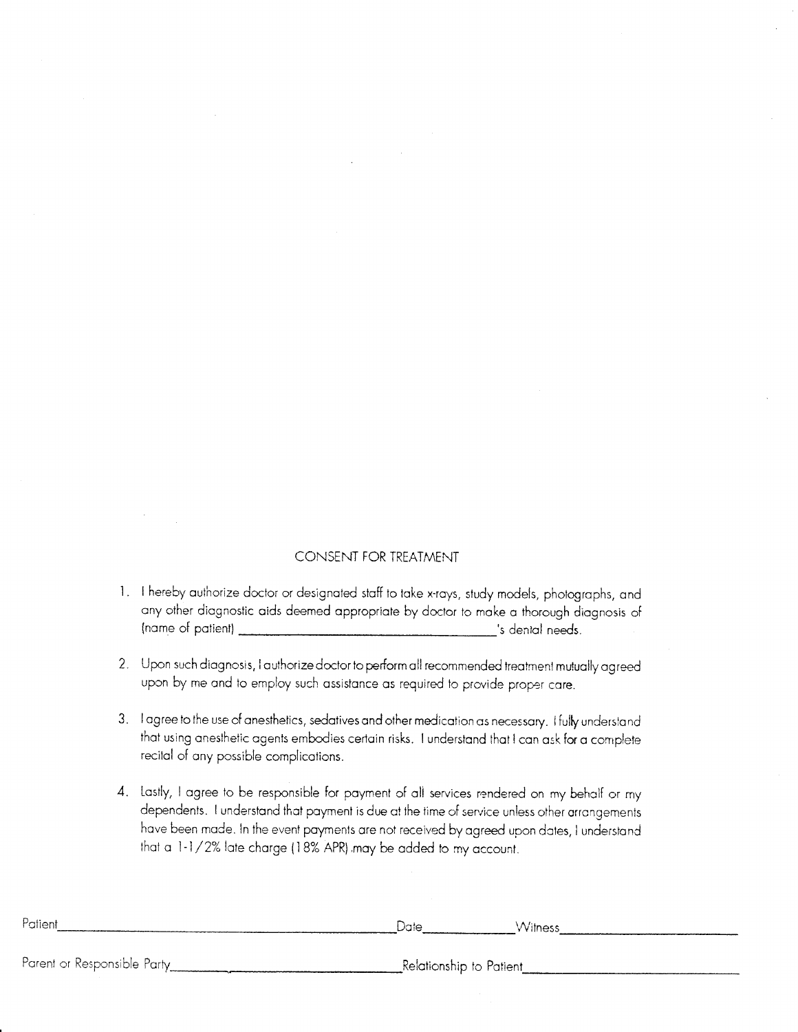## CONSENT FOR TREATMENT

1. I hereby authorize doctor or designated staff to take x-rays, study models, photographs, and any other diagnostic aids deemed appropriate by doctor to make a thorough diagnosis of (name of patient) ______________________________________'s dental needs.

2. Upon such diagnosis, I authorize doctor to perform all recommended treatment mutually agreed upon by me and to employ such assistance as required to provide proper care.

3. I agree to the use of anesthetics, sedatives and other medication as necessary. I fully understand that using anesthetic agents embodies certain risks. I understand that I can ask for a complete recital of any possible complications.

4. Lastly, I agree to be responsible for payment of all services rendered on my behalf or my dependents. I understand that payment is due at the time of service unless other arrangements have been made. In the event payments are not received by agreed upon dates, I understand that a 1-1/2% late charge (18% APR) may be added to my account.

Patient______________________________________________ Date______________ Witness____________________________

Parent or Responsible Party__________________________________ Relationship to Patient________________________________